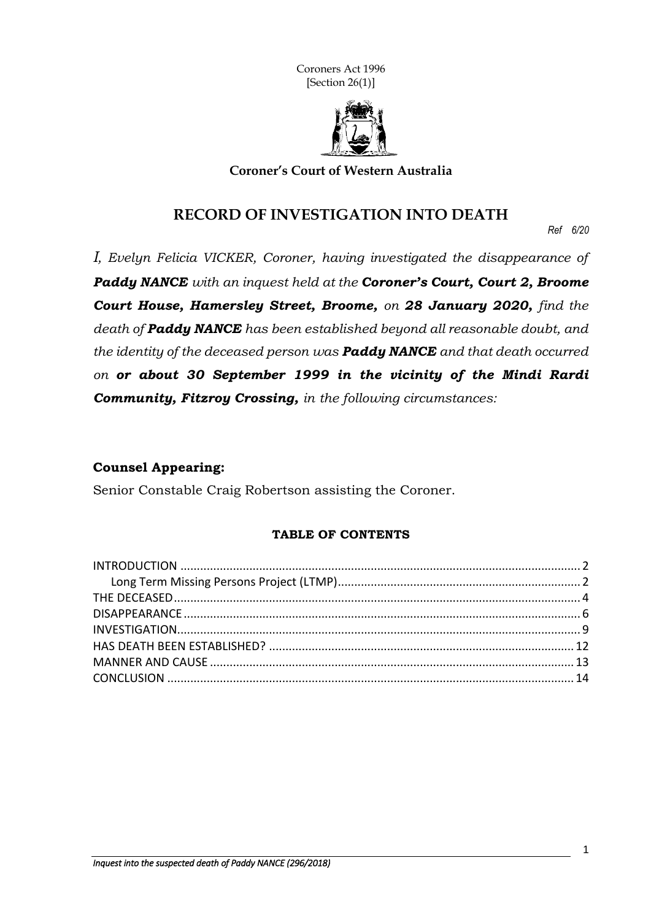Coroners Act 1996
[Section 26(1)]

**Coroner's Court of Western Australia**

# RECORD OF INVESTIGATION INTO DEATH

*Ref 6/20*

*I, Evelyn Felicia VICKER, Coroner, having investigated the disappearance of* ***Paddy NANCE*** *with an inquest held at the* ***Coroner's Court, Court 2, Broome Court House, Hamersley Street, Broome,*** *on* ***28 January 2020,*** *find the death of* ***Paddy NANCE*** *has been established beyond all reasonable doubt, and the identity of the deceased person was* ***Paddy NANCE*** *and that death occurred on* ***or about 30 September 1999 in the vicinity of the Mindi Rardi Community, Fitzroy Crossing,*** *in the following circumstances:*

**Counsel Appearing:**

Senior Constable Craig Robertson assisting the Coroner.

**TABLE OF CONTENTS**

| | |
|---|---|
| INTRODUCTION | 2 |
| Long Term Missing Persons Project (LTMP) | 2 |
| THE DECEASED | 4 |
| DISAPPEARANCE | 6 |
| INVESTIGATION | 9 |
| HAS DEATH BEEN ESTABLISHED? | 12 |
| MANNER AND CAUSE | 13 |
| CONCLUSION | 14 |

*Inquest into the suspected death of Paddy NANCE (296/2018)*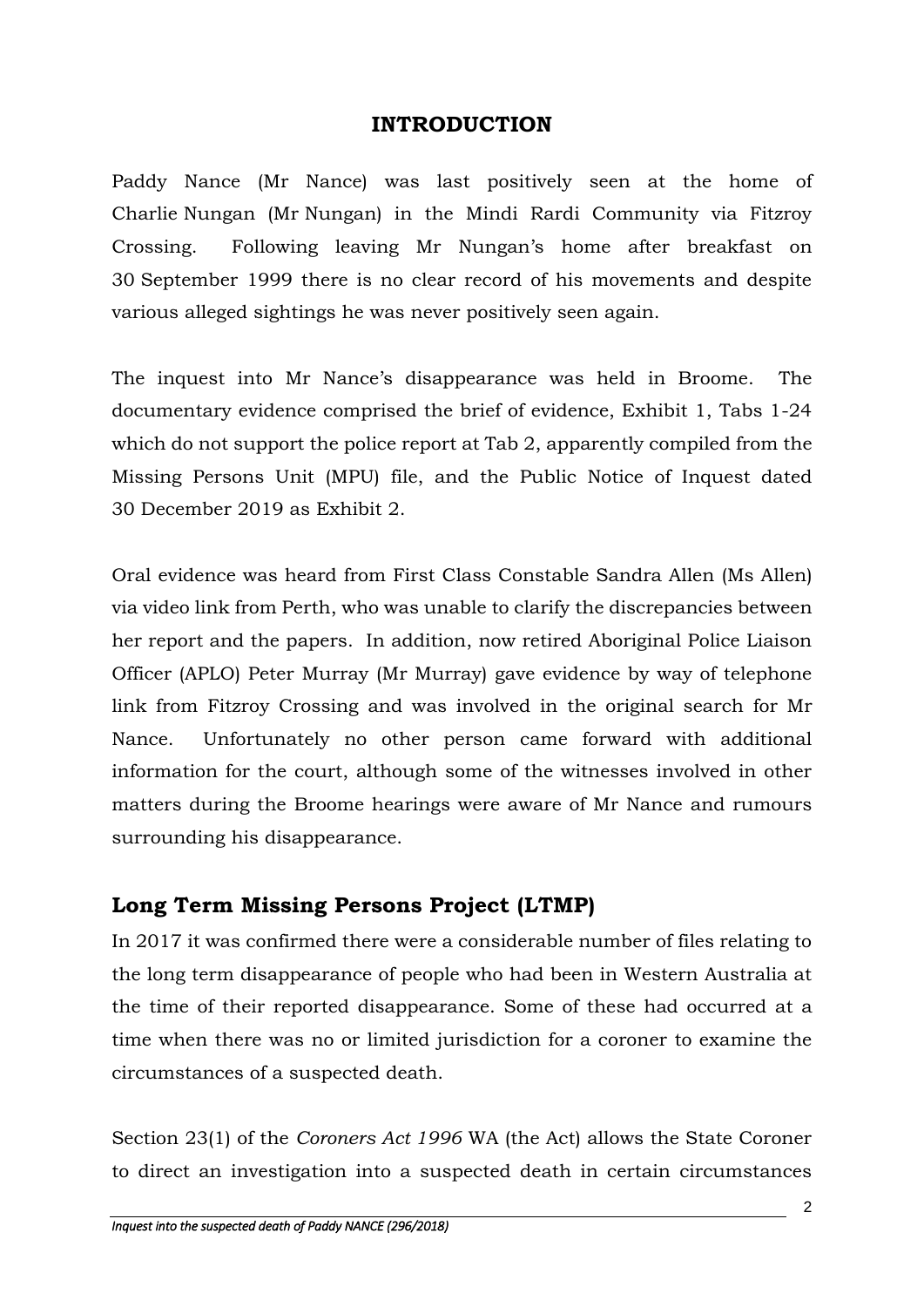## INTRODUCTION

Paddy Nance (Mr Nance) was last positively seen at the home of Charlie Nungan (Mr Nungan) in the Mindi Rardi Community via Fitzroy Crossing. Following leaving Mr Nungan's home after breakfast on 30 September 1999 there is no clear record of his movements and despite various alleged sightings he was never positively seen again.

The inquest into Mr Nance's disappearance was held in Broome. The documentary evidence comprised the brief of evidence, Exhibit 1, Tabs 1-24 which do not support the police report at Tab 2, apparently compiled from the Missing Persons Unit (MPU) file, and the Public Notice of Inquest dated 30 December 2019 as Exhibit 2.

Oral evidence was heard from First Class Constable Sandra Allen (Ms Allen) via video link from Perth, who was unable to clarify the discrepancies between her report and the papers. In addition, now retired Aboriginal Police Liaison Officer (APLO) Peter Murray (Mr Murray) gave evidence by way of telephone link from Fitzroy Crossing and was involved in the original search for Mr Nance. Unfortunately no other person came forward with additional information for the court, although some of the witnesses involved in other matters during the Broome hearings were aware of Mr Nance and rumours surrounding his disappearance.

### Long Term Missing Persons Project (LTMP)

In 2017 it was confirmed there were a considerable number of files relating to the long term disappearance of people who had been in Western Australia at the time of their reported disappearance. Some of these had occurred at a time when there was no or limited jurisdiction for a coroner to examine the circumstances of a suspected death.

Section 23(1) of the *Coroners Act 1996* WA (the Act) allows the State Coroner to direct an investigation into a suspected death in certain circumstances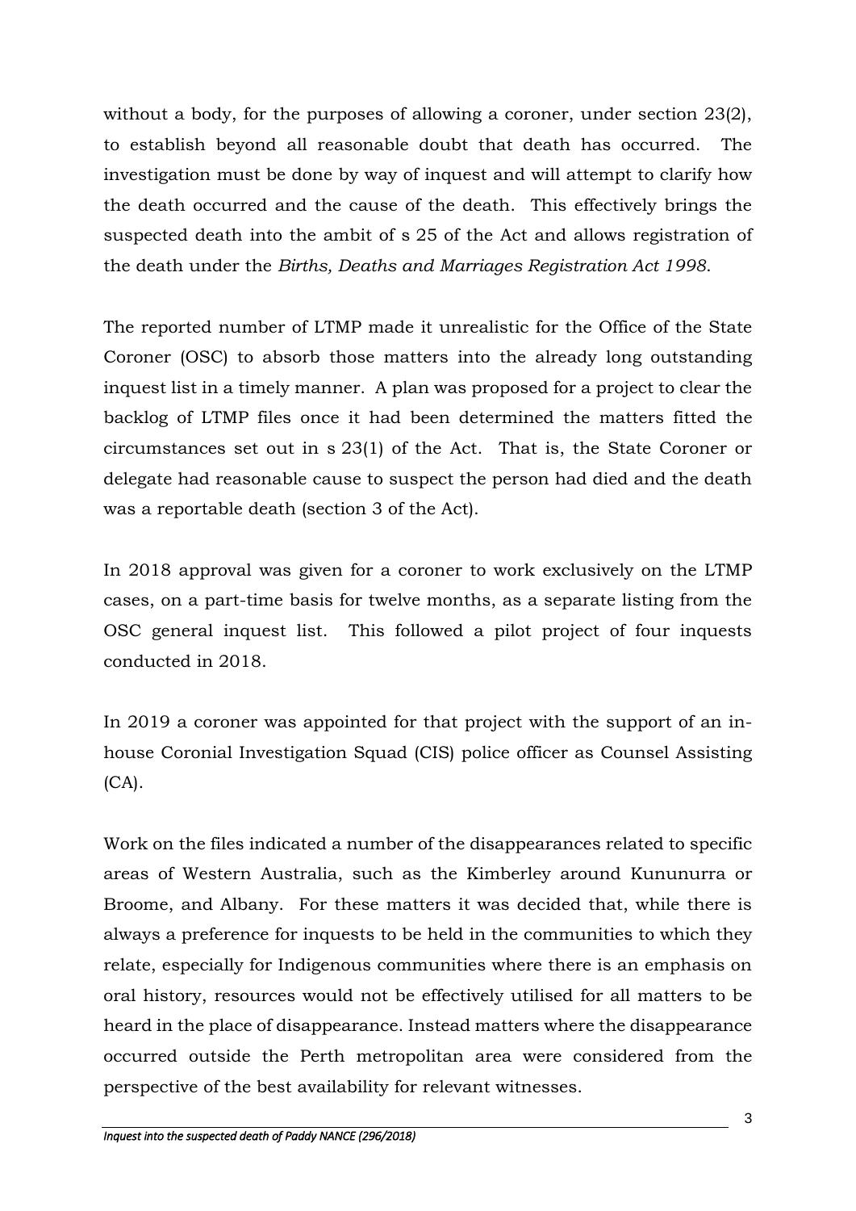without a body, for the purposes of allowing a coroner, under section 23(2), to establish beyond all reasonable doubt that death has occurred. The investigation must be done by way of inquest and will attempt to clarify how the death occurred and the cause of the death. This effectively brings the suspected death into the ambit of s 25 of the Act and allows registration of the death under the *Births, Deaths and Marriages Registration Act 1998*.

The reported number of LTMP made it unrealistic for the Office of the State Coroner (OSC) to absorb those matters into the already long outstanding inquest list in a timely manner. A plan was proposed for a project to clear the backlog of LTMP files once it had been determined the matters fitted the circumstances set out in s 23(1) of the Act. That is, the State Coroner or delegate had reasonable cause to suspect the person had died and the death was a reportable death (section 3 of the Act).

In 2018 approval was given for a coroner to work exclusively on the LTMP cases, on a part-time basis for twelve months, as a separate listing from the OSC general inquest list. This followed a pilot project of four inquests conducted in 2018.

In 2019 a coroner was appointed for that project with the support of an in-house Coronial Investigation Squad (CIS) police officer as Counsel Assisting (CA).

Work on the files indicated a number of the disappearances related to specific areas of Western Australia, such as the Kimberley around Kununurra or Broome, and Albany. For these matters it was decided that, while there is always a preference for inquests to be held in the communities to which they relate, especially for Indigenous communities where there is an emphasis on oral history, resources would not be effectively utilised for all matters to be heard in the place of disappearance. Instead matters where the disappearance occurred outside the Perth metropolitan area were considered from the perspective of the best availability for relevant witnesses.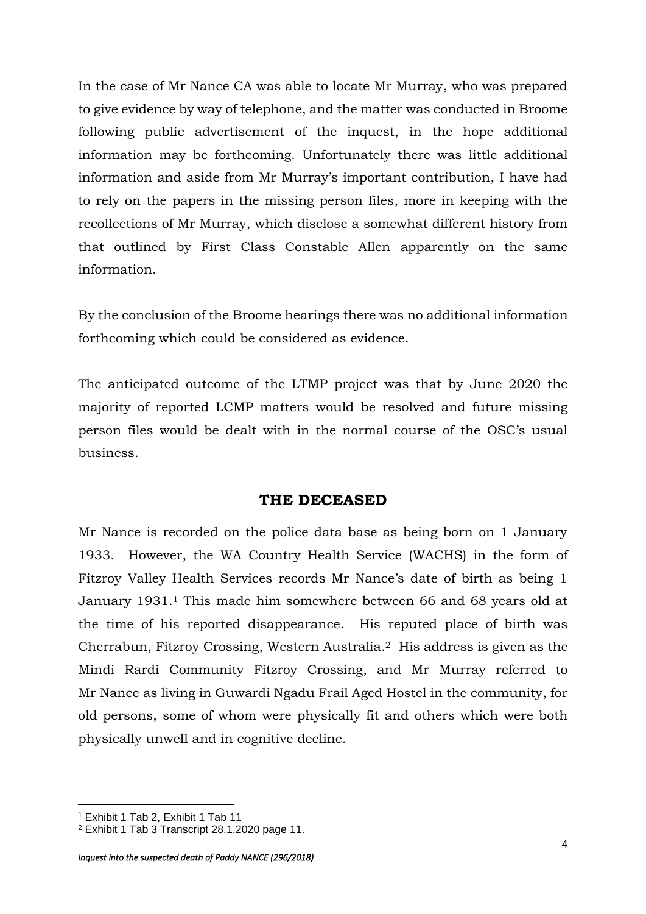In the case of Mr Nance CA was able to locate Mr Murray, who was prepared to give evidence by way of telephone, and the matter was conducted in Broome following public advertisement of the inquest, in the hope additional information may be forthcoming. Unfortunately there was little additional information and aside from Mr Murray's important contribution, I have had to rely on the papers in the missing person files, more in keeping with the recollections of Mr Murray, which disclose a somewhat different history from that outlined by First Class Constable Allen apparently on the same information.

By the conclusion of the Broome hearings there was no additional information forthcoming which could be considered as evidence.

The anticipated outcome of the LTMP project was that by June 2020 the majority of reported LCMP matters would be resolved and future missing person files would be dealt with in the normal course of the OSC's usual business.

## THE DECEASED

Mr Nance is recorded on the police data base as being born on 1 January 1933. However, the WA Country Health Service (WACHS) in the form of Fitzroy Valley Health Services records Mr Nance's date of birth as being 1 January 1931.[1] This made him somewhere between 66 and 68 years old at the time of his reported disappearance. His reputed place of birth was Cherrabun, Fitzroy Crossing, Western Australia.[2] His address is given as the Mindi Rardi Community Fitzroy Crossing, and Mr Murray referred to Mr Nance as living in Guwardi Ngadu Frail Aged Hostel in the community, for old persons, some of whom were physically fit and others which were both physically unwell and in cognitive decline.

---

[1] Exhibit 1 Tab 2, Exhibit 1 Tab 11

[2] Exhibit 1 Tab 3 Transcript 28.1.2020 page 11.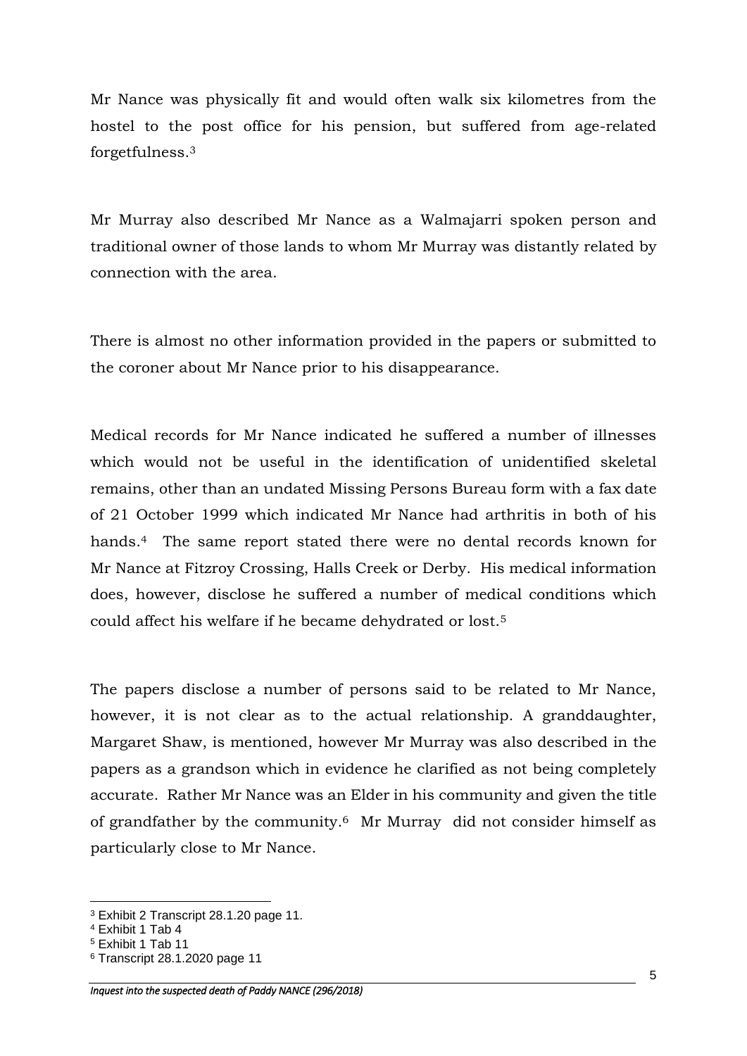Mr Nance was physically fit and would often walk six kilometres from the hostel to the post office for his pension, but suffered from age-related forgetfulness.[3]

Mr Murray also described Mr Nance as a Walmajarri spoken person and traditional owner of those lands to whom Mr Murray was distantly related by connection with the area.

There is almost no other information provided in the papers or submitted to the coroner about Mr Nance prior to his disappearance.

Medical records for Mr Nance indicated he suffered a number of illnesses which would not be useful in the identification of unidentified skeletal remains, other than an undated Missing Persons Bureau form with a fax date of 21 October 1999 which indicated Mr Nance had arthritis in both of his hands.[4] The same report stated there were no dental records known for Mr Nance at Fitzroy Crossing, Halls Creek or Derby. His medical information does, however, disclose he suffered a number of medical conditions which could affect his welfare if he became dehydrated or lost.[5]

The papers disclose a number of persons said to be related to Mr Nance, however, it is not clear as to the actual relationship. A granddaughter, Margaret Shaw, is mentioned, however Mr Murray was also described in the papers as a grandson which in evidence he clarified as not being completely accurate. Rather Mr Nance was an Elder in his community and given the title of grandfather by the community.[6] Mr Murray did not consider himself as particularly close to Mr Nance.

---

[3] Exhibit 2 Transcript 28.1.20 page 11.
[4] Exhibit 1 Tab 4
[5] Exhibit 1 Tab 11
[6] Transcript 28.1.2020 page 11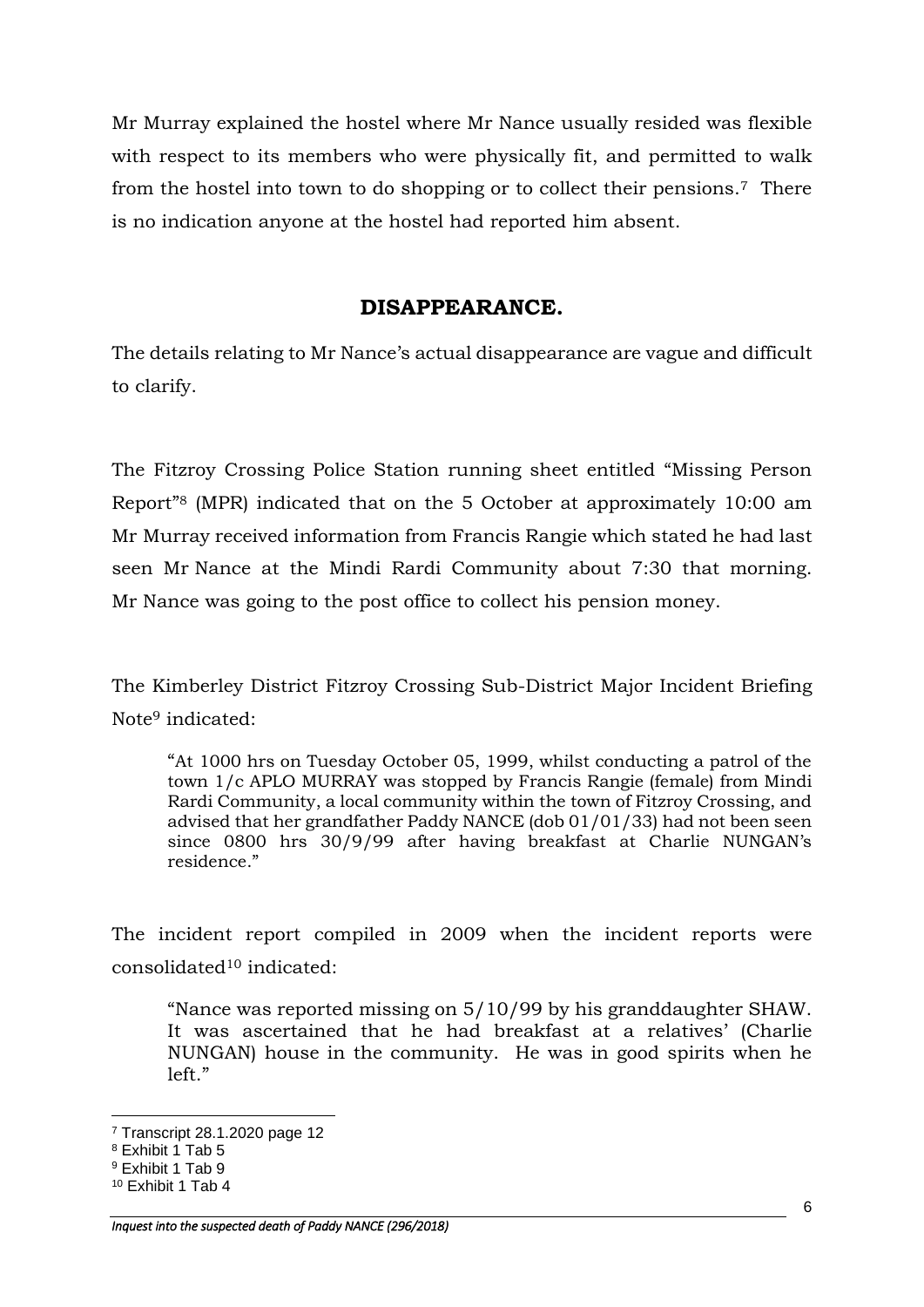Mr Murray explained the hostel where Mr Nance usually resided was flexible with respect to its members who were physically fit, and permitted to walk from the hostel into town to do shopping or to collect their pensions.[7] There is no indication anyone at the hostel had reported him absent.

## DISAPPEARANCE.

The details relating to Mr Nance's actual disappearance are vague and difficult to clarify.

The Fitzroy Crossing Police Station running sheet entitled "Missing Person Report"[8] (MPR) indicated that on the 5 October at approximately 10:00 am Mr Murray received information from Francis Rangie which stated he had last seen Mr Nance at the Mindi Rardi Community about 7:30 that morning. Mr Nance was going to the post office to collect his pension money.

The Kimberley District Fitzroy Crossing Sub-District Major Incident Briefing Note[9] indicated:

> "At 1000 hrs on Tuesday October 05, 1999, whilst conducting a patrol of the town 1/c APLO MURRAY was stopped by Francis Rangie (female) from Mindi Rardi Community, a local community within the town of Fitzroy Crossing, and advised that her grandfather Paddy NANCE (dob 01/01/33) had not been seen since 0800 hrs 30/9/99 after having breakfast at Charlie NUNGAN's residence."

The incident report compiled in 2009 when the incident reports were consolidated[10] indicated:

> "Nance was reported missing on 5/10/99 by his granddaughter SHAW. It was ascertained that he had breakfast at a relatives' (Charlie NUNGAN) house in the community. He was in good spirits when he left."

---

[7] Transcript 28.1.2020 page 12

[8] Exhibit 1 Tab 5

[9] Exhibit 1 Tab 9

[10] Exhibit 1 Tab 4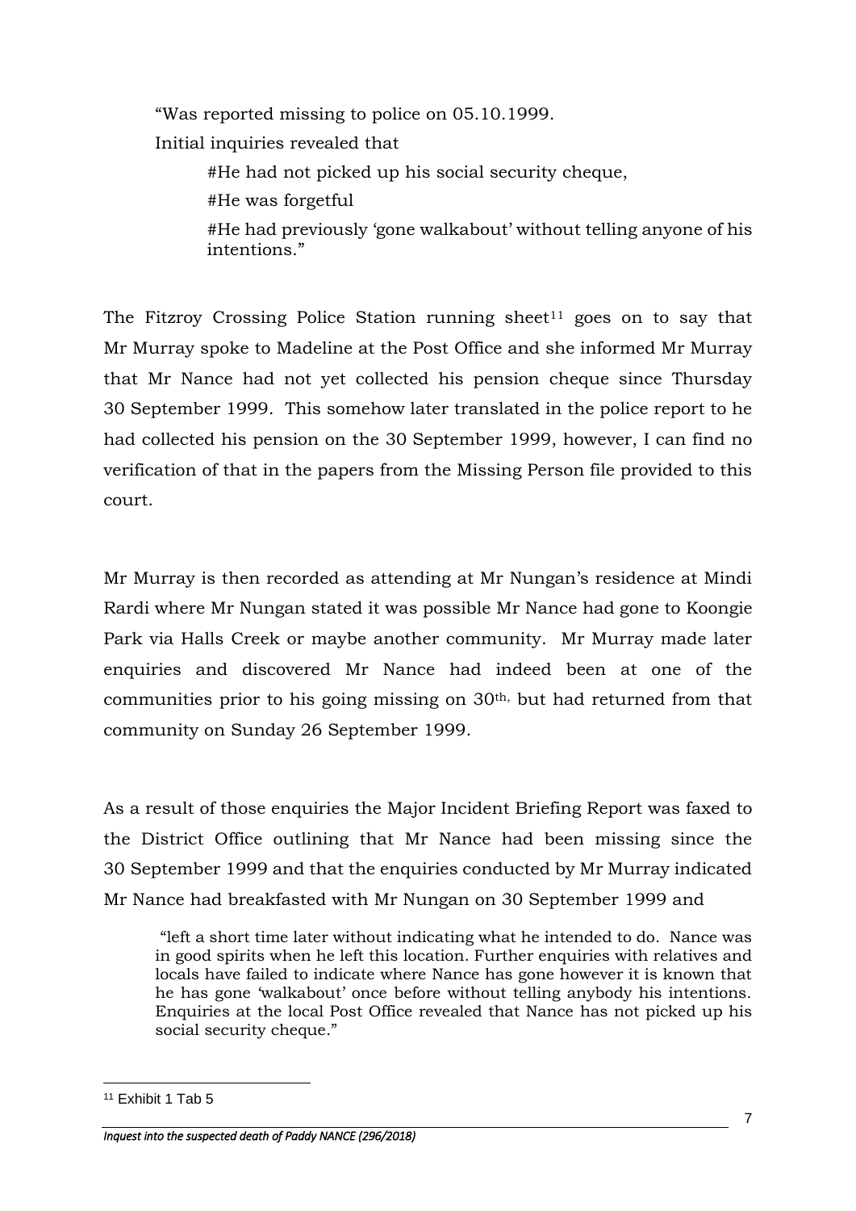> "Was reported missing to police on 05.10.1999.
>
> Initial inquiries revealed that
>
> > #He had not picked up his social security cheque,
> >
> > #He was forgetful
> >
> > #He had previously 'gone walkabout' without telling anyone of his intentions."

The Fitzroy Crossing Police Station running sheet[11] goes on to say that Mr Murray spoke to Madeline at the Post Office and she informed Mr Murray that Mr Nance had not yet collected his pension cheque since Thursday 30 September 1999. This somehow later translated in the police report to he had collected his pension on the 30 September 1999, however, I can find no verification of that in the papers from the Missing Person file provided to this court.

Mr Murray is then recorded as attending at Mr Nungan's residence at Mindi Rardi where Mr Nungan stated it was possible Mr Nance had gone to Koongie Park via Halls Creek or maybe another community. Mr Murray made later enquiries and discovered Mr Nance had indeed been at one of the communities prior to his going missing on 30th, but had returned from that community on Sunday 26 September 1999.

As a result of those enquiries the Major Incident Briefing Report was faxed to the District Office outlining that Mr Nance had been missing since the 30 September 1999 and that the enquiries conducted by Mr Murray indicated Mr Nance had breakfasted with Mr Nungan on 30 September 1999 and

> "left a short time later without indicating what he intended to do. Nance was in good spirits when he left this location. Further enquiries with relatives and locals have failed to indicate where Nance has gone however it is known that he has gone 'walkabout' once before without telling anybody his intentions. Enquiries at the local Post Office revealed that Nance has not picked up his social security cheque."

[11] Exhibit 1 Tab 5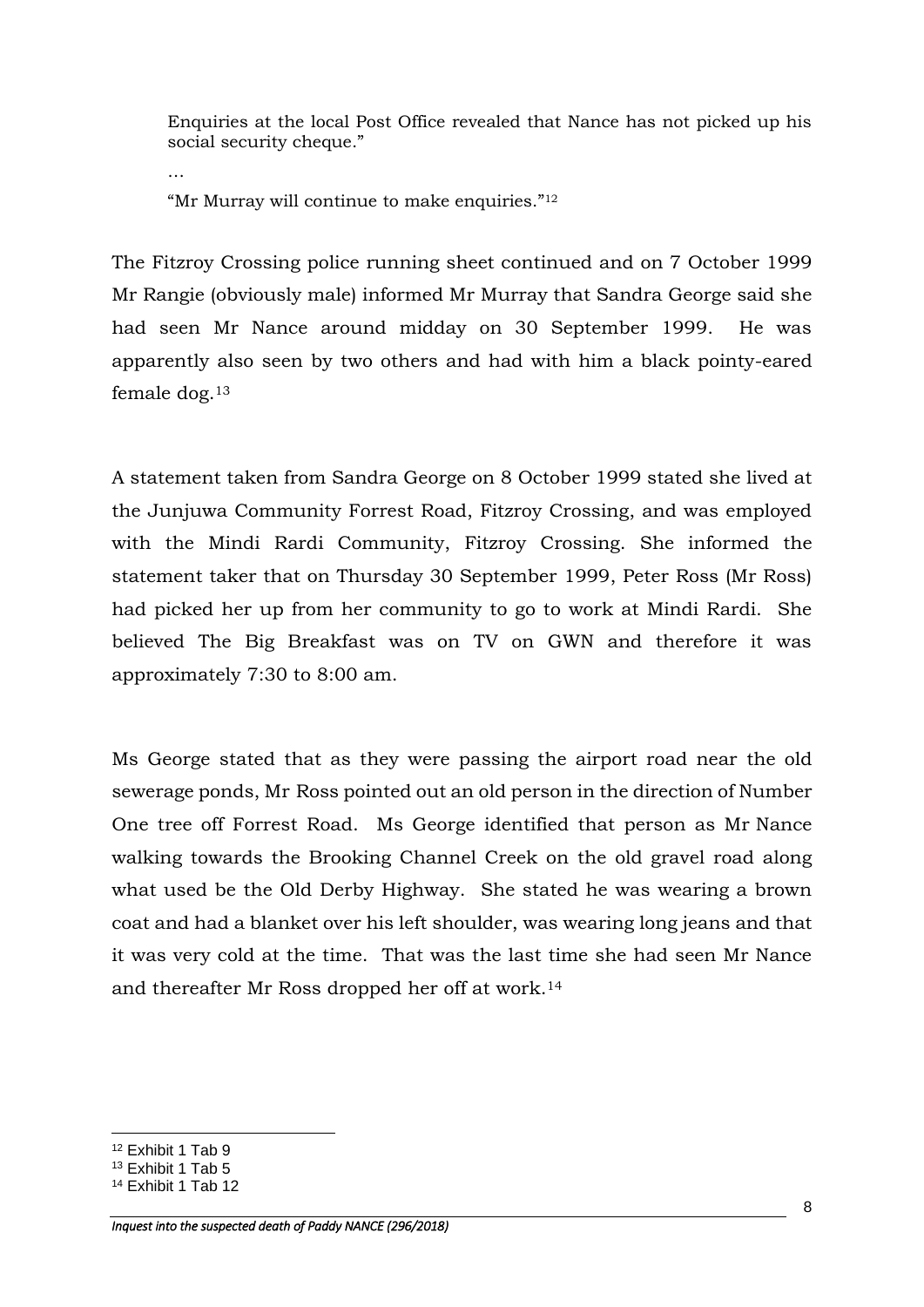> Enquiries at the local Post Office revealed that Nance has not picked up his social security cheque."
>
> …
>
> "Mr Murray will continue to make enquiries."[12]

The Fitzroy Crossing police running sheet continued and on 7 October 1999 Mr Rangie (obviously male) informed Mr Murray that Sandra George said she had seen Mr Nance around midday on 30 September 1999. He was apparently also seen by two others and had with him a black pointy-eared female dog.[13]

A statement taken from Sandra George on 8 October 1999 stated she lived at the Junjuwa Community Forrest Road, Fitzroy Crossing, and was employed with the Mindi Rardi Community, Fitzroy Crossing. She informed the statement taker that on Thursday 30 September 1999, Peter Ross (Mr Ross) had picked her up from her community to go to work at Mindi Rardi. She believed The Big Breakfast was on TV on GWN and therefore it was approximately 7:30 to 8:00 am.

Ms George stated that as they were passing the airport road near the old sewerage ponds, Mr Ross pointed out an old person in the direction of Number One tree off Forrest Road. Ms George identified that person as Mr Nance walking towards the Brooking Channel Creek on the old gravel road along what used be the Old Derby Highway. She stated he was wearing a brown coat and had a blanket over his left shoulder, was wearing long jeans and that it was very cold at the time. That was the last time she had seen Mr Nance and thereafter Mr Ross dropped her off at work.[14]

---

[12] Exhibit 1 Tab 9
[13] Exhibit 1 Tab 5
[14] Exhibit 1 Tab 12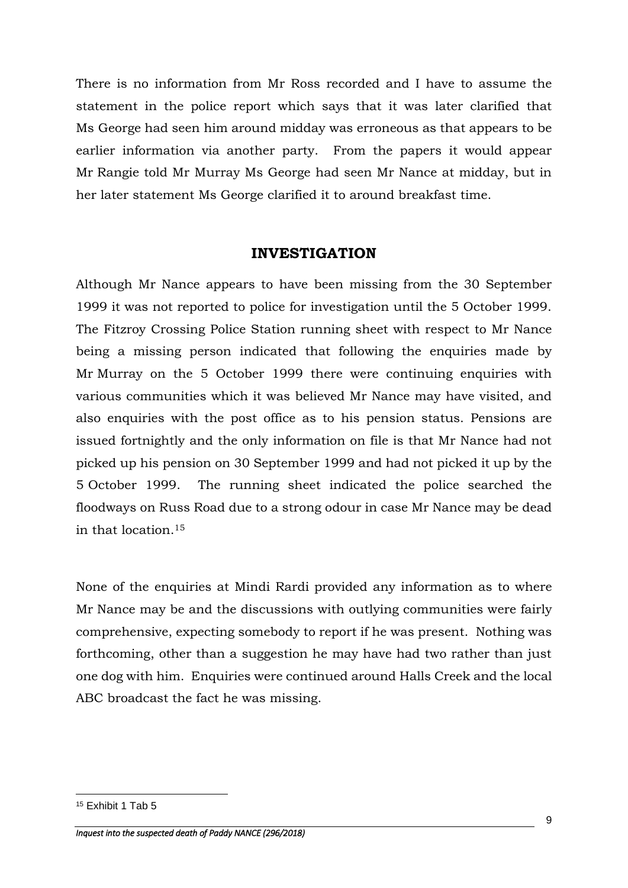There is no information from Mr Ross recorded and I have to assume the statement in the police report which says that it was later clarified that Ms George had seen him around midday was erroneous as that appears to be earlier information via another party. From the papers it would appear Mr Rangie told Mr Murray Ms George had seen Mr Nance at midday, but in her later statement Ms George clarified it to around breakfast time.

## INVESTIGATION

Although Mr Nance appears to have been missing from the 30 September 1999 it was not reported to police for investigation until the 5 October 1999. The Fitzroy Crossing Police Station running sheet with respect to Mr Nance being a missing person indicated that following the enquiries made by Mr Murray on the 5 October 1999 there were continuing enquiries with various communities which it was believed Mr Nance may have visited, and also enquiries with the post office as to his pension status. Pensions are issued fortnightly and the only information on file is that Mr Nance had not picked up his pension on 30 September 1999 and had not picked it up by the 5 October 1999. The running sheet indicated the police searched the floodways on Russ Road due to a strong odour in case Mr Nance may be dead in that location.[15]

None of the enquiries at Mindi Rardi provided any information as to where Mr Nance may be and the discussions with outlying communities were fairly comprehensive, expecting somebody to report if he was present. Nothing was forthcoming, other than a suggestion he may have had two rather than just one dog with him. Enquiries were continued around Halls Creek and the local ABC broadcast the fact he was missing.

---

[15] Exhibit 1 Tab 5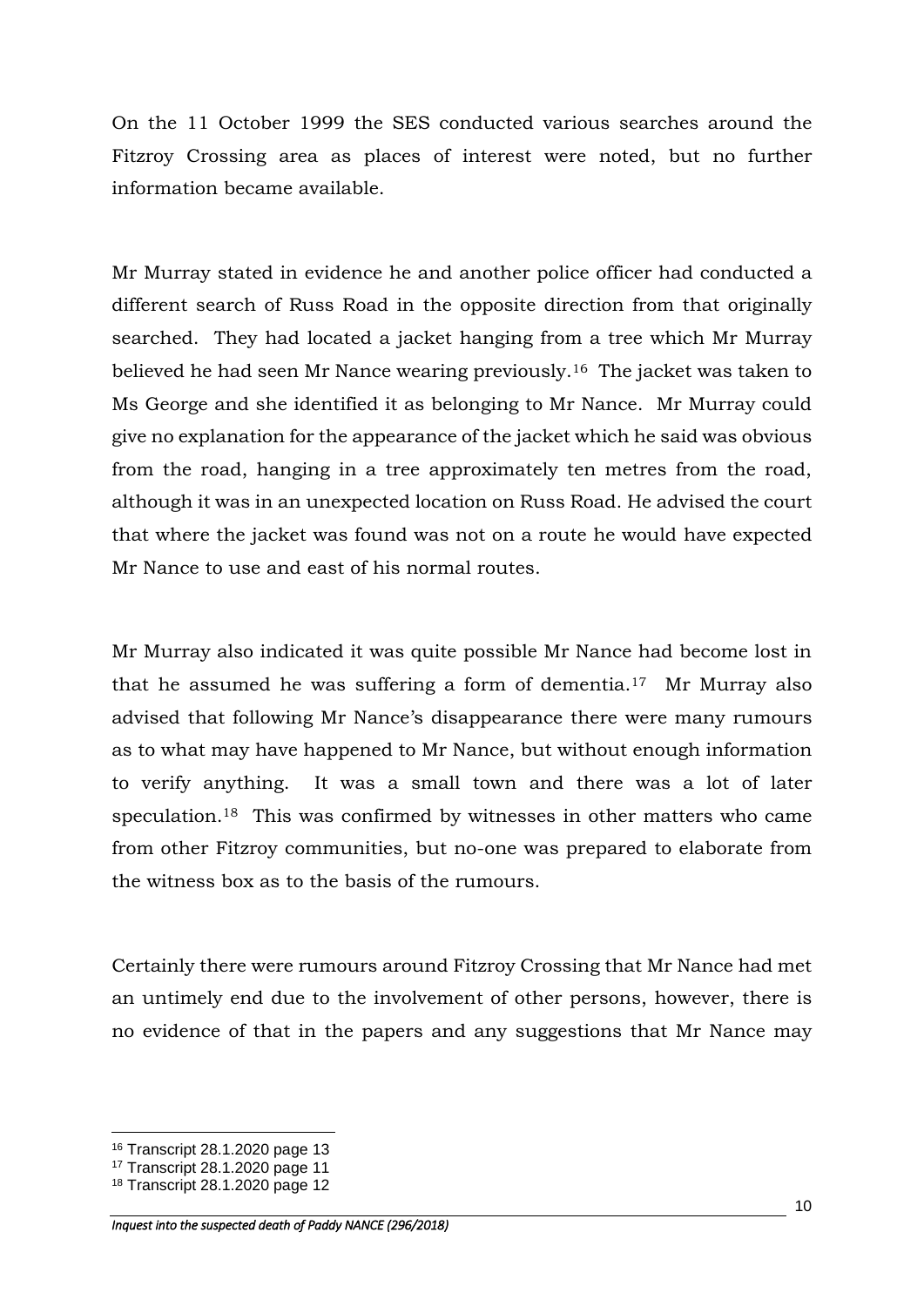On the 11 October 1999 the SES conducted various searches around the Fitzroy Crossing area as places of interest were noted, but no further information became available.

Mr Murray stated in evidence he and another police officer had conducted a different search of Russ Road in the opposite direction from that originally searched. They had located a jacket hanging from a tree which Mr Murray believed he had seen Mr Nance wearing previously.[16] The jacket was taken to Ms George and she identified it as belonging to Mr Nance. Mr Murray could give no explanation for the appearance of the jacket which he said was obvious from the road, hanging in a tree approximately ten metres from the road, although it was in an unexpected location on Russ Road. He advised the court that where the jacket was found was not on a route he would have expected Mr Nance to use and east of his normal routes.

Mr Murray also indicated it was quite possible Mr Nance had become lost in that he assumed he was suffering a form of dementia.[17] Mr Murray also advised that following Mr Nance's disappearance there were many rumours as to what may have happened to Mr Nance, but without enough information to verify anything. It was a small town and there was a lot of later speculation.[18] This was confirmed by witnesses in other matters who came from other Fitzroy communities, but no-one was prepared to elaborate from the witness box as to the basis of the rumours.

Certainly there were rumours around Fitzroy Crossing that Mr Nance had met an untimely end due to the involvement of other persons, however, there is no evidence of that in the papers and any suggestions that Mr Nance may

---

[16] Transcript 28.1.2020 page 13

[17] Transcript 28.1.2020 page 11

[18] Transcript 28.1.2020 page 12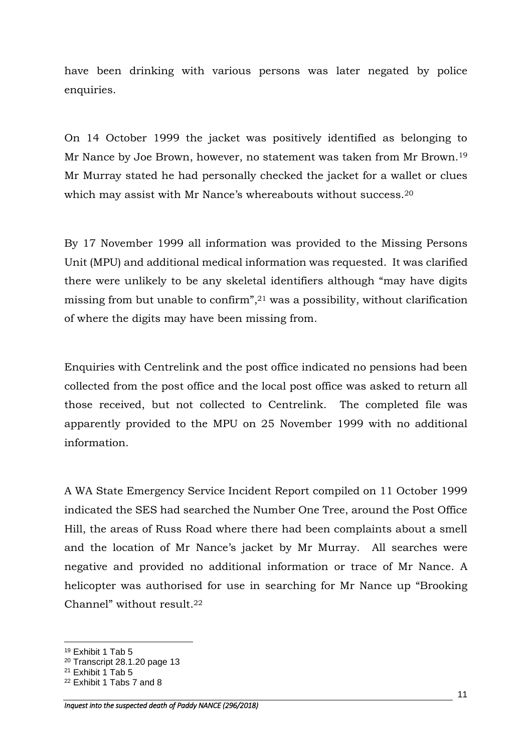have been drinking with various persons was later negated by police enquiries.

On 14 October 1999 the jacket was positively identified as belonging to Mr Nance by Joe Brown, however, no statement was taken from Mr Brown.[19] Mr Murray stated he had personally checked the jacket for a wallet or clues which may assist with Mr Nance's whereabouts without success.[20]

By 17 November 1999 all information was provided to the Missing Persons Unit (MPU) and additional medical information was requested. It was clarified there were unlikely to be any skeletal identifiers although "may have digits missing from but unable to confirm",[21] was a possibility, without clarification of where the digits may have been missing from.

Enquiries with Centrelink and the post office indicated no pensions had been collected from the post office and the local post office was asked to return all those received, but not collected to Centrelink. The completed file was apparently provided to the MPU on 25 November 1999 with no additional information.

A WA State Emergency Service Incident Report compiled on 11 October 1999 indicated the SES had searched the Number One Tree, around the Post Office Hill, the areas of Russ Road where there had been complaints about a smell and the location of Mr Nance's jacket by Mr Murray. All searches were negative and provided no additional information or trace of Mr Nance. A helicopter was authorised for use in searching for Mr Nance up "Brooking Channel" without result.[22]

---

[19] Exhibit 1 Tab 5

[20] Transcript 28.1.20 page 13

[21] Exhibit 1 Tab 5

[22] Exhibit 1 Tabs 7 and 8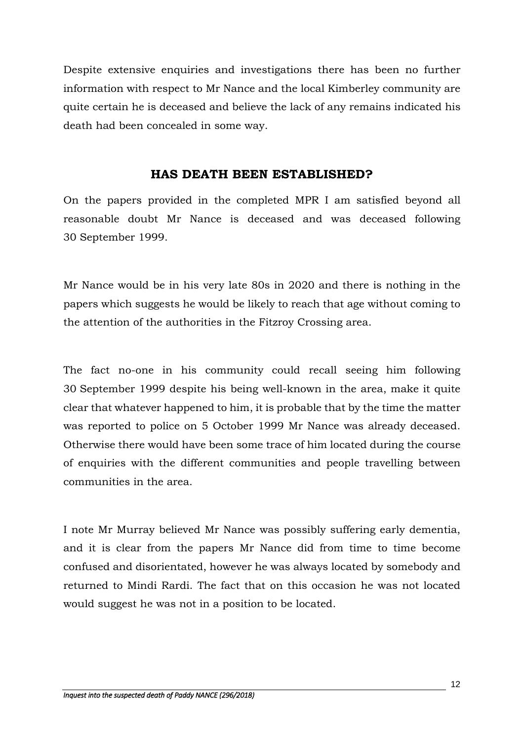Despite extensive enquiries and investigations there has been no further information with respect to Mr Nance and the local Kimberley community are quite certain he is deceased and believe the lack of any remains indicated his death had been concealed in some way.

## HAS DEATH BEEN ESTABLISHED?

On the papers provided in the completed MPR I am satisfied beyond all reasonable doubt Mr Nance is deceased and was deceased following 30 September 1999.

Mr Nance would be in his very late 80s in 2020 and there is nothing in the papers which suggests he would be likely to reach that age without coming to the attention of the authorities in the Fitzroy Crossing area.

The fact no-one in his community could recall seeing him following 30 September 1999 despite his being well-known in the area, make it quite clear that whatever happened to him, it is probable that by the time the matter was reported to police on 5 October 1999 Mr Nance was already deceased. Otherwise there would have been some trace of him located during the course of enquiries with the different communities and people travelling between communities in the area.

I note Mr Murray believed Mr Nance was possibly suffering early dementia, and it is clear from the papers Mr Nance did from time to time become confused and disorientated, however he was always located by somebody and returned to Mindi Rardi. The fact that on this occasion he was not located would suggest he was not in a position to be located.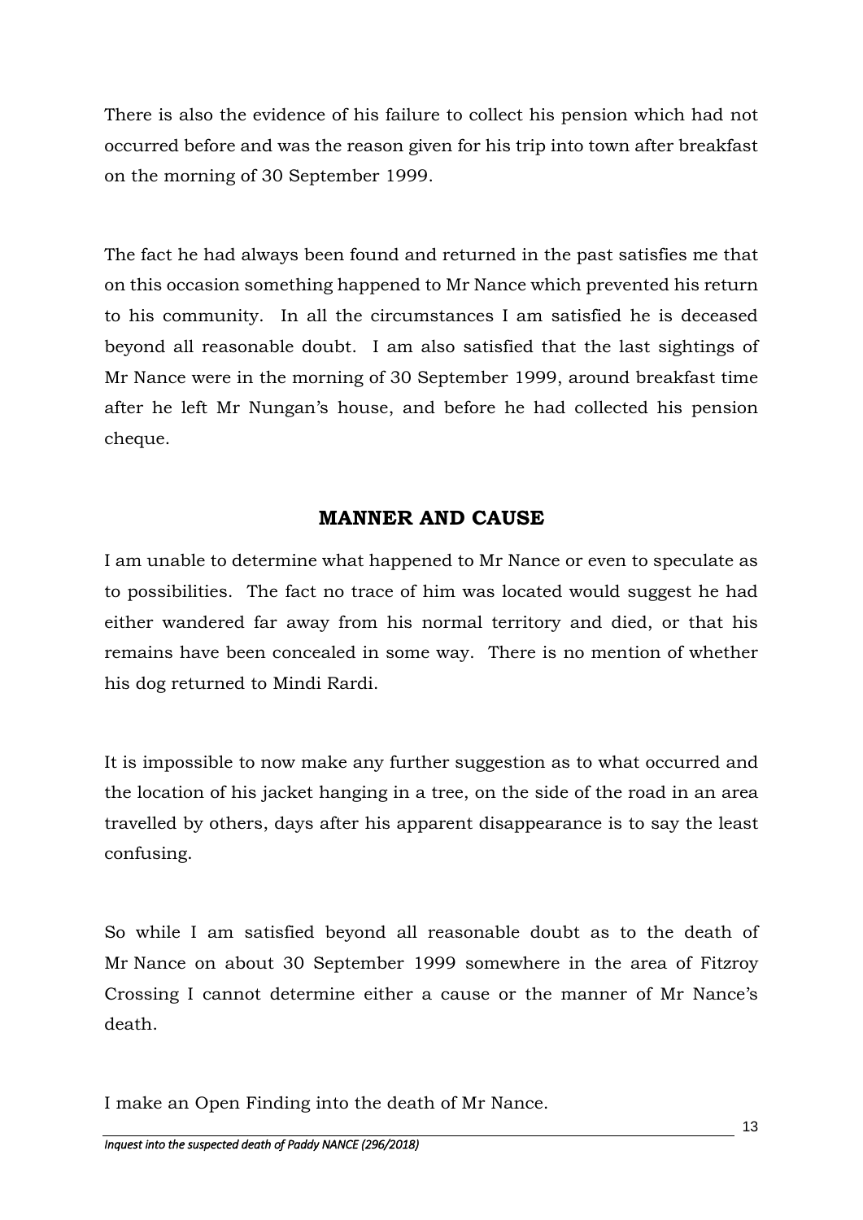There is also the evidence of his failure to collect his pension which had not occurred before and was the reason given for his trip into town after breakfast on the morning of 30 September 1999.

The fact he had always been found and returned in the past satisfies me that on this occasion something happened to Mr Nance which prevented his return to his community. In all the circumstances I am satisfied he is deceased beyond all reasonable doubt. I am also satisfied that the last sightings of Mr Nance were in the morning of 30 September 1999, around breakfast time after he left Mr Nungan's house, and before he had collected his pension cheque.

## MANNER AND CAUSE

I am unable to determine what happened to Mr Nance or even to speculate as to possibilities. The fact no trace of him was located would suggest he had either wandered far away from his normal territory and died, or that his remains have been concealed in some way. There is no mention of whether his dog returned to Mindi Rardi.

It is impossible to now make any further suggestion as to what occurred and the location of his jacket hanging in a tree, on the side of the road in an area travelled by others, days after his apparent disappearance is to say the least confusing.

So while I am satisfied beyond all reasonable doubt as to the death of Mr Nance on about 30 September 1999 somewhere in the area of Fitzroy Crossing I cannot determine either a cause or the manner of Mr Nance's death.

I make an Open Finding into the death of Mr Nance.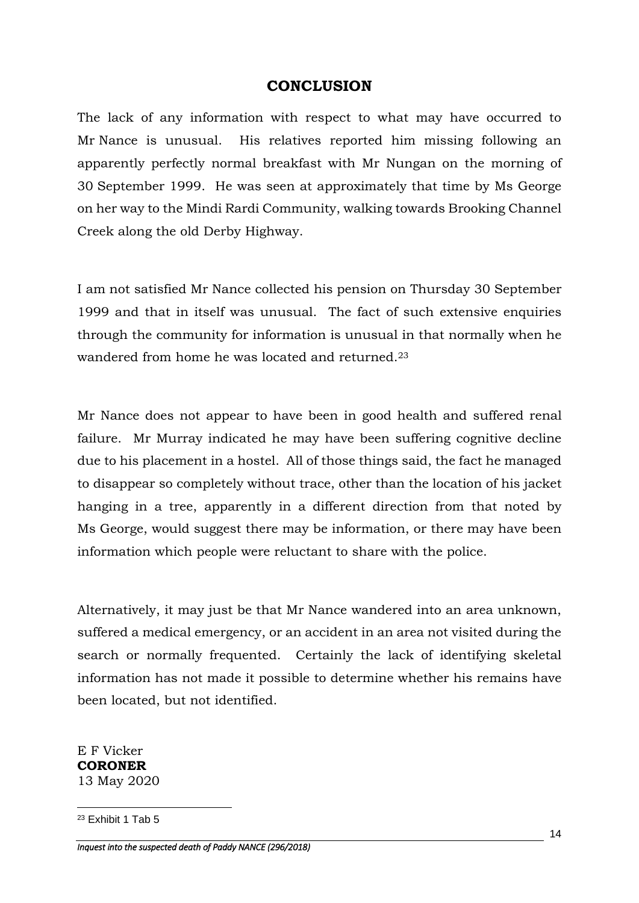## CONCLUSION

The lack of any information with respect to what may have occurred to Mr Nance is unusual. His relatives reported him missing following an apparently perfectly normal breakfast with Mr Nungan on the morning of 30 September 1999. He was seen at approximately that time by Ms George on her way to the Mindi Rardi Community, walking towards Brooking Channel Creek along the old Derby Highway.

I am not satisfied Mr Nance collected his pension on Thursday 30 September 1999 and that in itself was unusual. The fact of such extensive enquiries through the community for information is unusual in that normally when he wandered from home he was located and returned.[23]

Mr Nance does not appear to have been in good health and suffered renal failure. Mr Murray indicated he may have been suffering cognitive decline due to his placement in a hostel. All of those things said, the fact he managed to disappear so completely without trace, other than the location of his jacket hanging in a tree, apparently in a different direction from that noted by Ms George, would suggest there may be information, or there may have been information which people were reluctant to share with the police.

Alternatively, it may just be that Mr Nance wandered into an area unknown, suffered a medical emergency, or an accident in an area not visited during the search or normally frequented. Certainly the lack of identifying skeletal information has not made it possible to determine whether his remains have been located, but not identified.

E F Vicker
**CORONER**
13 May 2020

[23] Exhibit 1 Tab 5